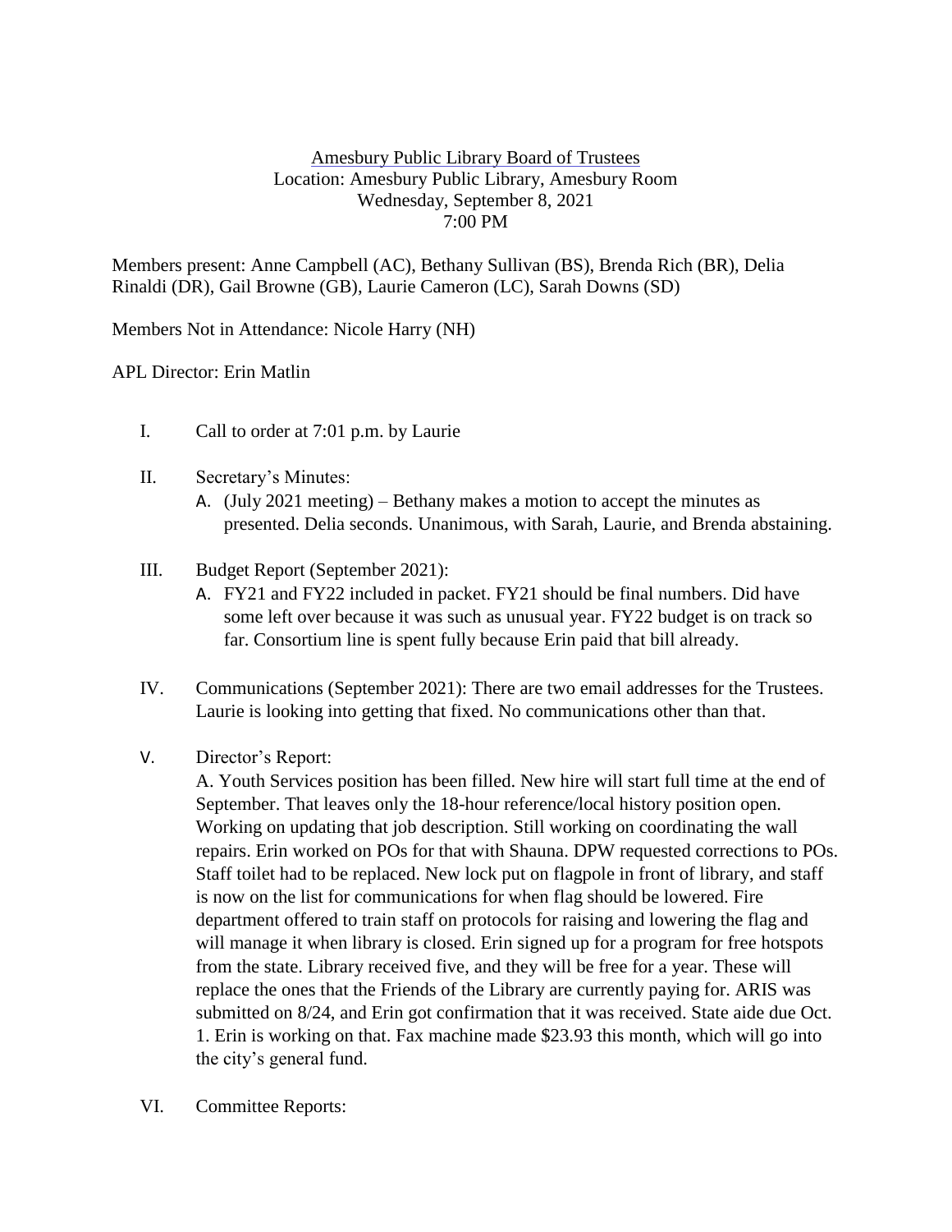Amesbury Public Library Board of Trustees
Location: Amesbury Public Library, Amesbury Room
Wednesday, September 8, 2021
7:00 PM

Members present: Anne Campbell (AC), Bethany Sullivan (BS), Brenda Rich (BR), Delia Rinaldi (DR), Gail Browne (GB), Laurie Cameron (LC), Sarah Downs (SD)

Members Not in Attendance: Nicole Harry (NH)

APL Director: Erin Matlin

I. Call to order at 7:01 p.m. by Laurie

II. Secretary's Minutes:
   A. (July 2021 meeting) – Bethany makes a motion to accept the minutes as presented. Delia seconds. Unanimous, with Sarah, Laurie, and Brenda abstaining.

III. Budget Report (September 2021):
   A. FY21 and FY22 included in packet. FY21 should be final numbers. Did have some left over because it was such as unusual year. FY22 budget is on track so far. Consortium line is spent fully because Erin paid that bill already.

IV. Communications (September 2021): There are two email addresses for the Trustees. Laurie is looking into getting that fixed. No communications other than that.

V. Director's Report:
   A. Youth Services position has been filled. New hire will start full time at the end of September. That leaves only the 18-hour reference/local history position open. Working on updating that job description. Still working on coordinating the wall repairs. Erin worked on POs for that with Shauna. DPW requested corrections to POs. Staff toilet had to be replaced. New lock put on flagpole in front of library, and staff is now on the list for communications for when flag should be lowered. Fire department offered to train staff on protocols for raising and lowering the flag and will manage it when library is closed. Erin signed up for a program for free hotspots from the state. Library received five, and they will be free for a year. These will replace the ones that the Friends of the Library are currently paying for. ARIS was submitted on 8/24, and Erin got confirmation that it was received. State aide due Oct. 1. Erin is working on that. Fax machine made $23.93 this month, which will go into the city's general fund.

VI. Committee Reports: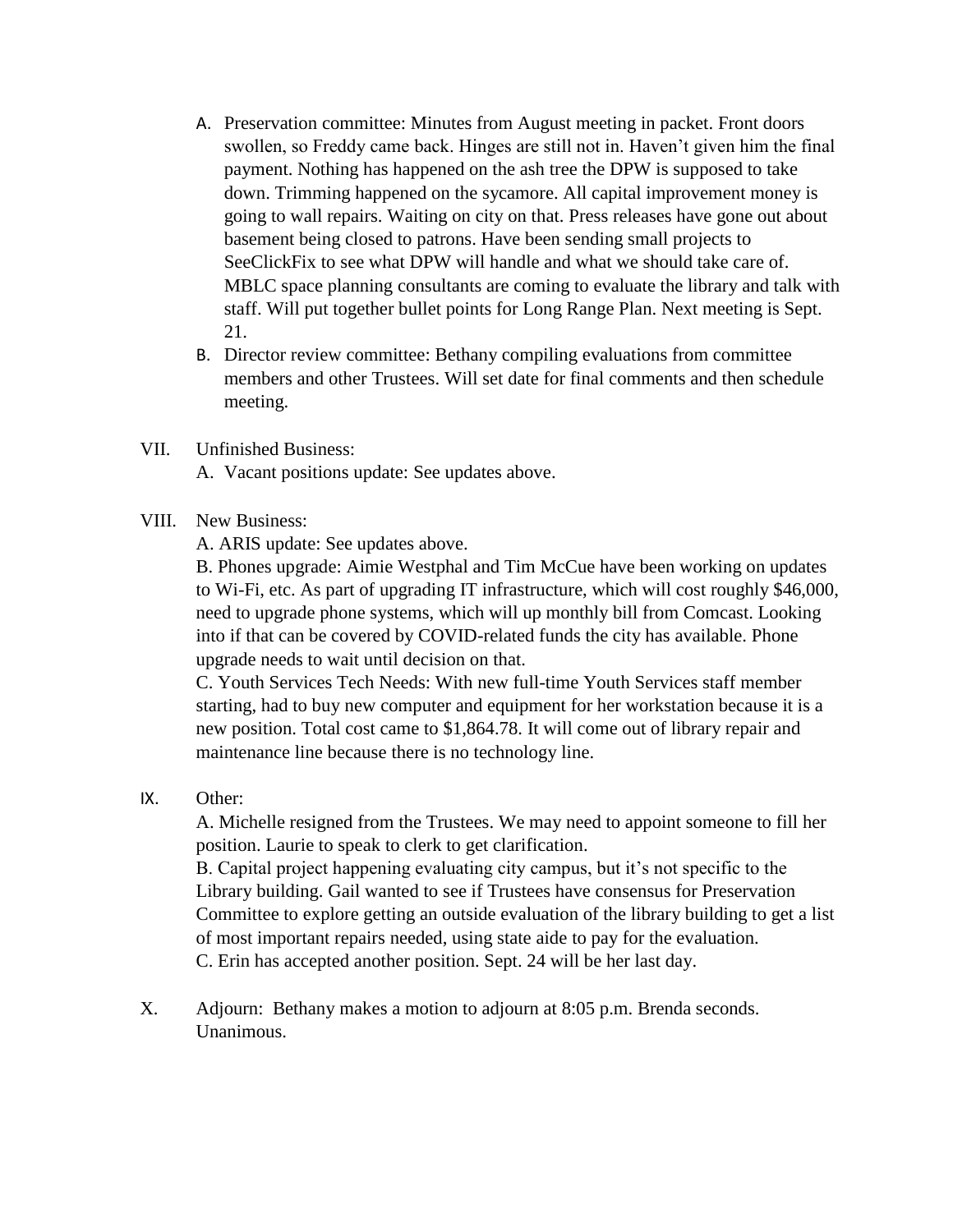A. Preservation committee: Minutes from August meeting in packet. Front doors swollen, so Freddy came back. Hinges are still not in. Haven't given him the final payment. Nothing has happened on the ash tree the DPW is supposed to take down. Trimming happened on the sycamore. All capital improvement money is going to wall repairs. Waiting on city on that. Press releases have gone out about basement being closed to patrons. Have been sending small projects to SeeClickFix to see what DPW will handle and what we should take care of. MBLC space planning consultants are coming to evaluate the library and talk with staff. Will put together bullet points for Long Range Plan. Next meeting is Sept. 21.

B. Director review committee: Bethany compiling evaluations from committee members and other Trustees. Will set date for final comments and then schedule meeting.

VII. Unfinished Business:

A. Vacant positions update: See updates above.

VIII. New Business:

A. ARIS update: See updates above.

B. Phones upgrade: Aimie Westphal and Tim McCue have been working on updates to Wi-Fi, etc. As part of upgrading IT infrastructure, which will cost roughly $46,000, need to upgrade phone systems, which will up monthly bill from Comcast. Looking into if that can be covered by COVID-related funds the city has available. Phone upgrade needs to wait until decision on that.

C. Youth Services Tech Needs: With new full-time Youth Services staff member starting, had to buy new computer and equipment for her workstation because it is a new position. Total cost came to $1,864.78. It will come out of library repair and maintenance line because there is no technology line.

IX. Other:

A. Michelle resigned from the Trustees. We may need to appoint someone to fill her position. Laurie to speak to clerk to get clarification.

B. Capital project happening evaluating city campus, but it's not specific to the Library building. Gail wanted to see if Trustees have consensus for Preservation Committee to explore getting an outside evaluation of the library building to get a list of most important repairs needed, using state aide to pay for the evaluation.

C. Erin has accepted another position. Sept. 24 will be her last day.

X. Adjourn: Bethany makes a motion to adjourn at 8:05 p.m. Brenda seconds. Unanimous.